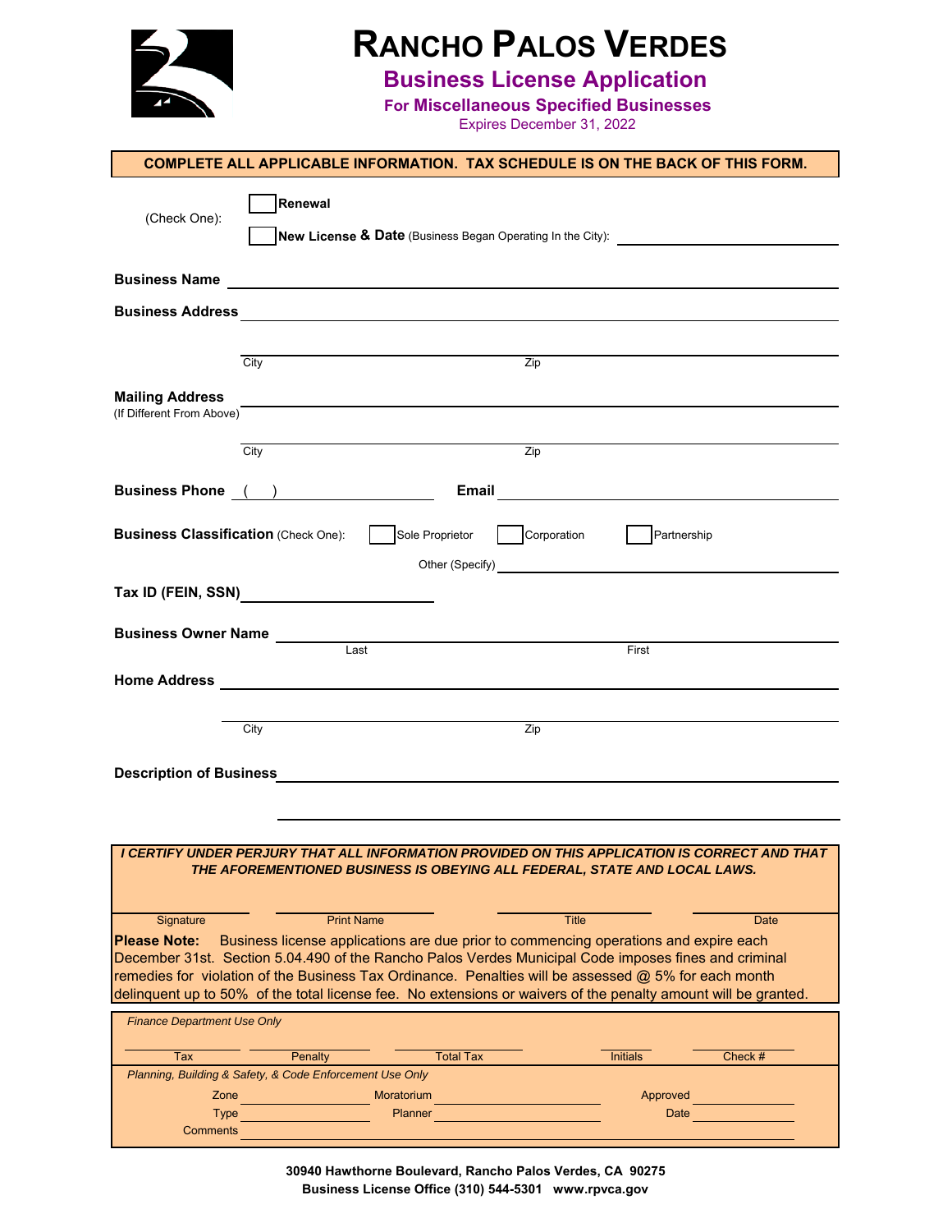# RANCHO PALOS VERDES

## Business License Application

### For Miscellaneous Specified Businesses

Expires December 31, 2022

**COMPLETE ALL APPLICABLE INFORMATION. TAX SCHEDULE IS ON THE BACK OF THIS FORM.**

(Check One): ☐ **Renewal**

☐ **New License & Date** (Business Began Operating In the City): ____________________

**Business Name** ____________________________________________

**Business Address** ____________________________________________

City ____________________ Zip ____________________

**Mailing Address** (If Different From Above) ____________________________________________

City ____________________ Zip ____________________

**Business Phone** ( ) ____________________ **Email** ____________________

**Business Classification** (Check One): ☐ Sole Proprietor ☐ Corporation ☐ Partnership

Other (Specify) ____________________

**Tax ID (FEIN, SSN)** ____________________

**Business Owner Name** ____________________ ____________________
Last First

**Home Address** ____________________________________________

City ____________________ Zip ____________________

**Description of Business** ____________________________________________

____________________________________________

***I CERTIFY UNDER PERJURY THAT ALL INFORMATION PROVIDED ON THIS APPLICATION IS CORRECT AND THAT THE AFOREMENTIONED BUSINESS IS OBEYING ALL FEDERAL, STATE AND LOCAL LAWS.***

| Signature | Print Name | Title | Date |
|---|---|---|---|
| | | | |

**Please Note:** Business license applications are due prior to commencing operations and expire each December 31st. Section 5.04.490 of the Rancho Palos Verdes Municipal Code imposes fines and criminal remedies for violation of the Business Tax Ordinance. Penalties will be assessed @ 5% for each month delinquent up to 50% of the total license fee. No extensions or waivers of the penalty amount will be granted.

*Finance Department Use Only*

| Tax | Penalty | Total Tax | Initials | Check # |
|---|---|---|---|---|
| | | | | |

*Planning, Building & Safety, & Code Enforcement Use Only*

Zone ____________ Moratorium ____________ Approved ____________

Type ____________ Planner ____________ Date ____________

Comments ____________________________________________

**30940 Hawthorne Boulevard, Rancho Palos Verdes, CA 90275**
**Business License Office (310) 544-5301 www.rpvca.gov**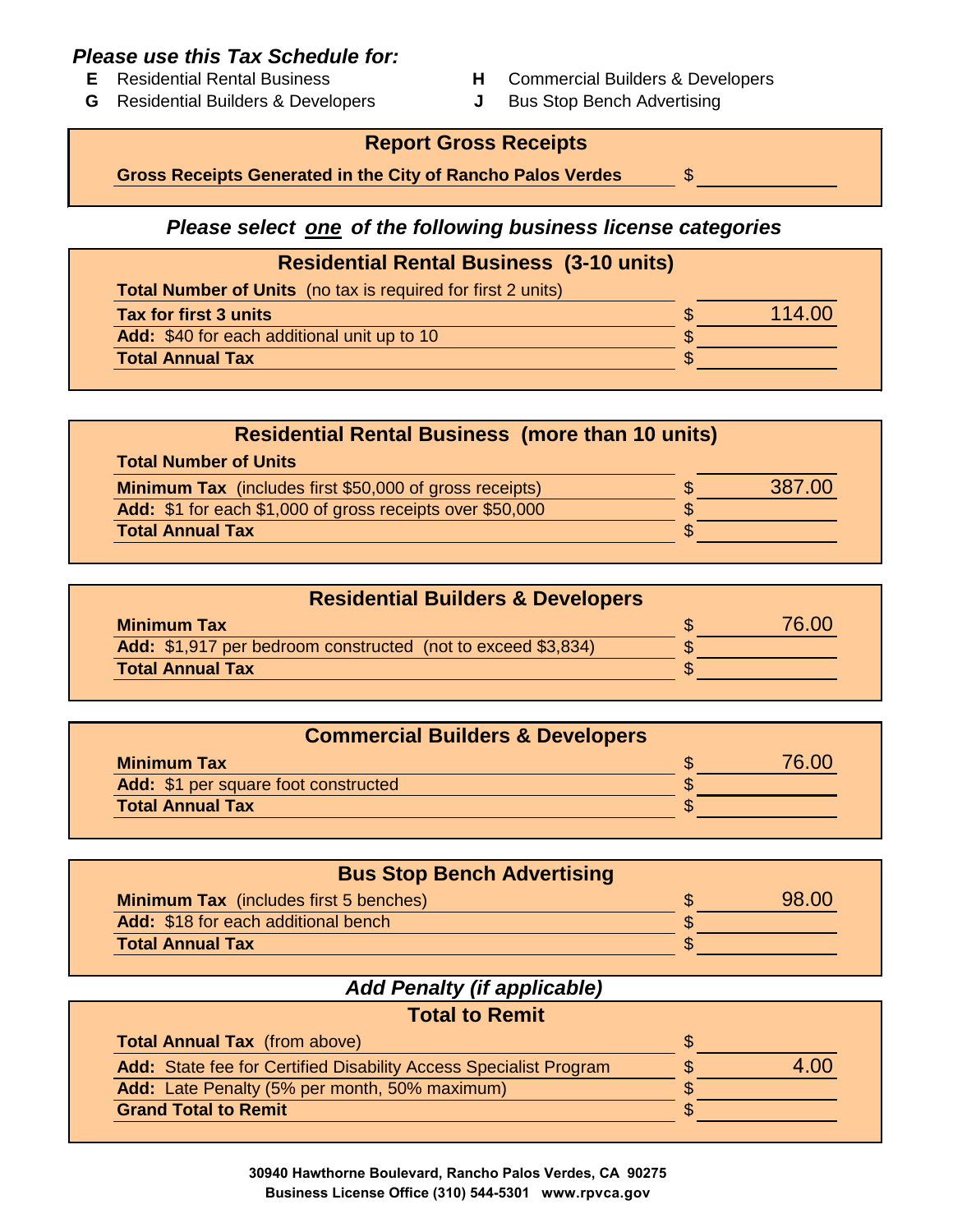***Please use this Tax Schedule for:***

- **E** Residential Rental Business
- **G** Residential Builders & Developers
- **H** Commercial Builders & Developers
- **J** Bus Stop Bench Advertising

## Report Gross Receipts

| | |
|---|---|
| **Gross Receipts Generated in the City of Rancho Palos Verdes** | $ |

***Please select one of the following business license categories***

## Residential Rental Business (3-10 units)

| | |
|---|---|
| **Total Number of Units** (no tax is required for first 2 units) | |
| **Tax for first 3 units** | $ 114.00 |
| **Add:** $40 for each additional unit up to 10 | $ |
| **Total Annual Tax** | $ |

## Residential Rental Business (more than 10 units)

| | |
|---|---|
| **Total Number of Units** | |
| **Minimum Tax** (includes first $50,000 of gross receipts) | $ 387.00 |
| **Add:** $1 for each $1,000 of gross receipts over $50,000 | $ |
| **Total Annual Tax** | $ |

## Residential Builders & Developers

| | |
|---|---|
| **Minimum Tax** | $ 76.00 |
| **Add:** $1,917 per bedroom constructed (not to exceed $3,834) | $ |
| **Total Annual Tax** | $ |

## Commercial Builders & Developers

| | |
|---|---|
| **Minimum Tax** | $ 76.00 |
| **Add:** $1 per square foot constructed | $ |
| **Total Annual Tax** | $ |

## Bus Stop Bench Advertising

| | |
|---|---|
| **Minimum Tax** (includes first 5 benches) | $ 98.00 |
| **Add:** $18 for each additional bench | $ |
| **Total Annual Tax** | $ |

***Add Penalty (if applicable)***

## Total to Remit

| | |
|---|---|
| **Total Annual Tax** (from above) | $ |
| **Add:** State fee for Certified Disability Access Specialist Program | $ 4.00 |
| **Add:** Late Penalty (5% per month, 50% maximum) | $ |
| **Grand Total to Remit** | $ |

**30940 Hawthorne Boulevard, Rancho Palos Verdes, CA 90275**
**Business License Office (310) 544-5301 www.rpvca.gov**